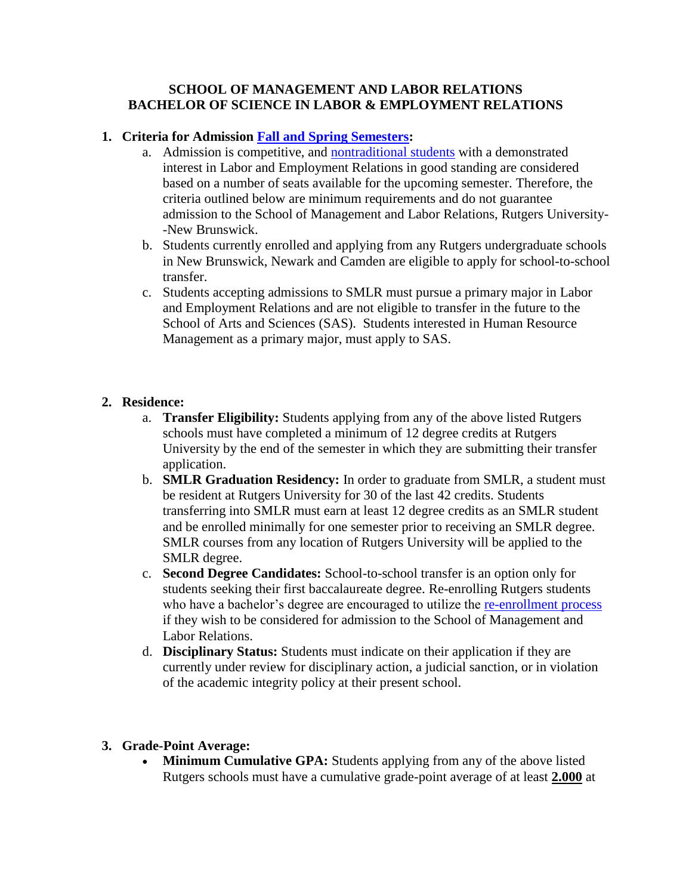# SCHOOL OF MANAGEMENT AND LABOR RELATIONS
# BACHELOR OF SCIENCE IN LABOR & EMPLOYMENT RELATIONS

1. **Criteria for Admission [Fall and Spring Semesters](#):**
   a. Admission is competitive, and [nontraditional students](#) with a demonstrated interest in Labor and Employment Relations in good standing are considered based on a number of seats available for the upcoming semester. Therefore, the criteria outlined below are minimum requirements and do not guarantee admission to the School of Management and Labor Relations, Rutgers University--New Brunswick.
   b. Students currently enrolled and applying from any Rutgers undergraduate schools in New Brunswick, Newark and Camden are eligible to apply for school-to-school transfer.
   c. Students accepting admissions to SMLR must pursue a primary major in Labor and Employment Relations and are not eligible to transfer in the future to the School of Arts and Sciences (SAS). Students interested in Human Resource Management as a primary major, must apply to SAS.

2. **Residence:**
   a. **Transfer Eligibility:** Students applying from any of the above listed Rutgers schools must have completed a minimum of 12 degree credits at Rutgers University by the end of the semester in which they are submitting their transfer application.
   b. **SMLR Graduation Residency:** In order to graduate from SMLR, a student must be resident at Rutgers University for 30 of the last 42 credits. Students transferring into SMLR must earn at least 12 degree credits as an SMLR student and be enrolled minimally for one semester prior to receiving an SMLR degree. SMLR courses from any location of Rutgers University will be applied to the SMLR degree.
   c. **Second Degree Candidates:** School-to-school transfer is an option only for students seeking their first baccalaureate degree. Re-enrolling Rutgers students who have a bachelor's degree are encouraged to utilize the [re-enrollment process](#) if they wish to be considered for admission to the School of Management and Labor Relations.
   d. **Disciplinary Status:** Students must indicate on their application if they are currently under review for disciplinary action, a judicial sanction, or in violation of the academic integrity policy at their present school.

3. **Grade-Point Average:**
   - **Minimum Cumulative GPA:** Students applying from any of the above listed Rutgers schools must have a cumulative grade-point average of at least **2.000** at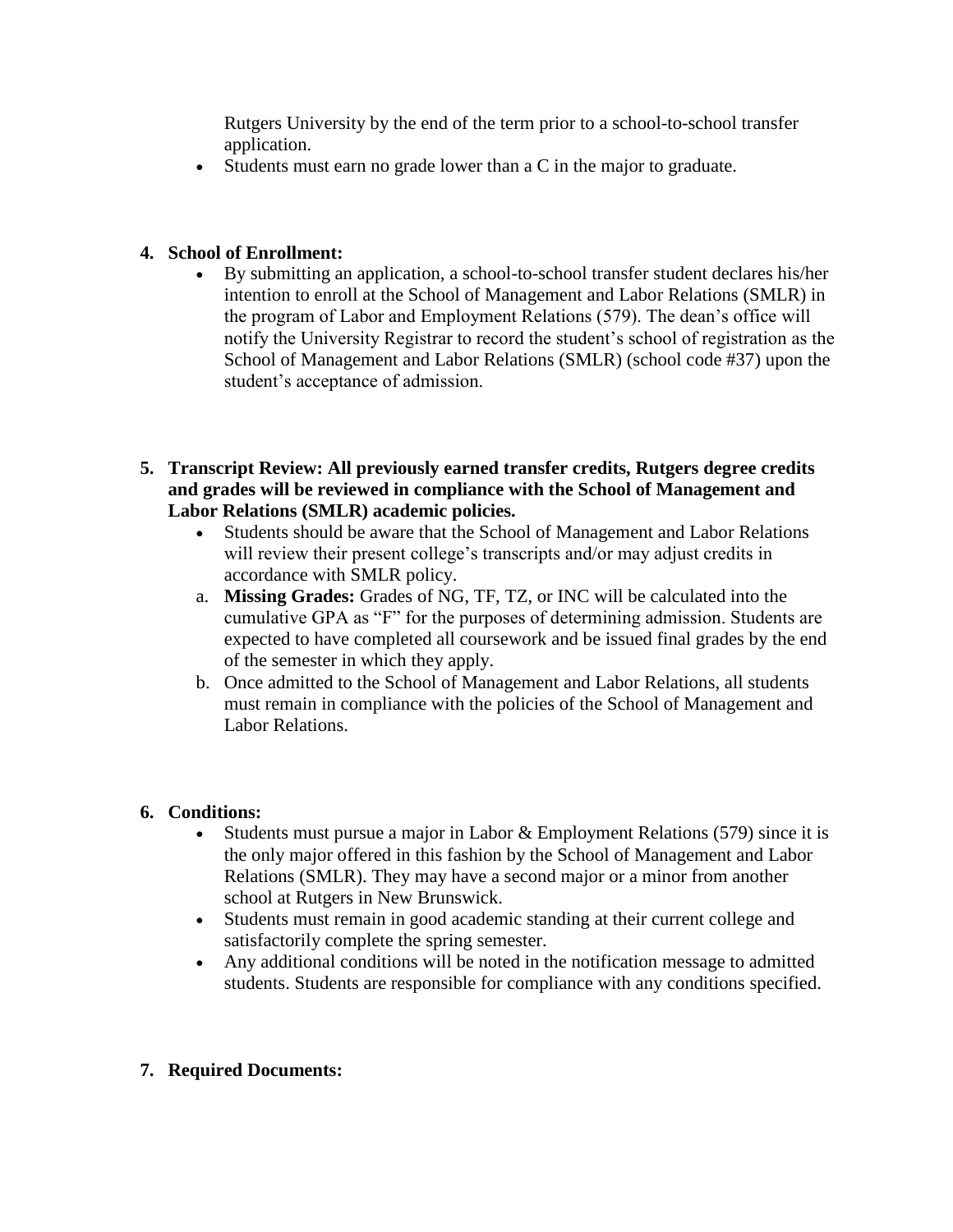Rutgers University by the end of the term prior to a school-to-school transfer application.

- Students must earn no grade lower than a C in the major to graduate.

4. **School of Enrollment:**
    - By submitting an application, a school-to-school transfer student declares his/her intention to enroll at the School of Management and Labor Relations (SMLR) in the program of Labor and Employment Relations (579). The dean's office will notify the University Registrar to record the student's school of registration as the School of Management and Labor Relations (SMLR) (school code #37) upon the student's acceptance of admission.

5. **Transcript Review: All previously earned transfer credits, Rutgers degree credits and grades will be reviewed in compliance with the School of Management and Labor Relations (SMLR) academic policies.**
    - Students should be aware that the School of Management and Labor Relations will review their present college's transcripts and/or may adjust credits in accordance with SMLR policy.

    a. **Missing Grades:** Grades of NG, TF, TZ, or INC will be calculated into the cumulative GPA as "F" for the purposes of determining admission. Students are expected to have completed all coursework and be issued final grades by the end of the semester in which they apply.

    b. Once admitted to the School of Management and Labor Relations, all students must remain in compliance with the policies of the School of Management and Labor Relations.

6. **Conditions:**
    - Students must pursue a major in Labor & Employment Relations (579) since it is the only major offered in this fashion by the School of Management and Labor Relations (SMLR). They may have a second major or a minor from another school at Rutgers in New Brunswick.
    - Students must remain in good academic standing at their current college and satisfactorily complete the spring semester.
    - Any additional conditions will be noted in the notification message to admitted students. Students are responsible for compliance with any conditions specified.

7. **Required Documents:**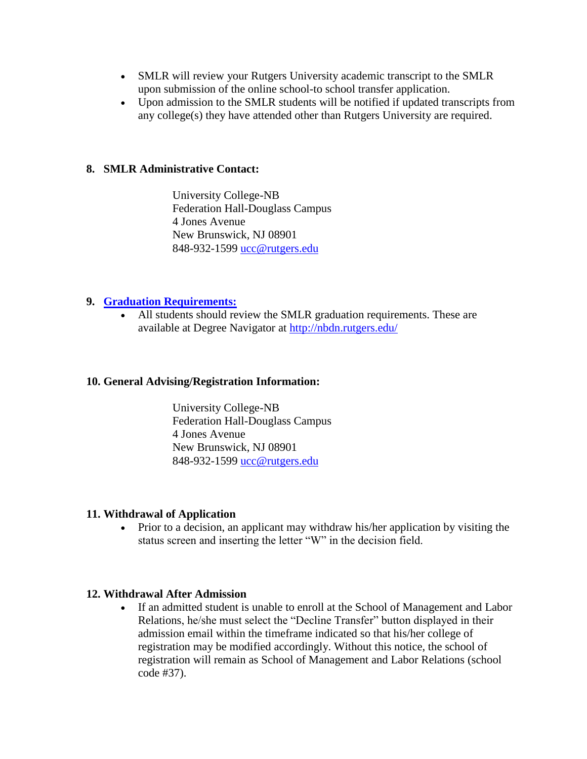- SMLR will review your Rutgers University academic transcript to the SMLR upon submission of the online school-to school transfer application.
- Upon admission to the SMLR students will be notified if updated transcripts from any college(s) they have attended other than Rutgers University are required.

## 8. SMLR Administrative Contact:

University College-NB  
Federation Hall-Douglass Campus  
4 Jones Avenue  
New Brunswick, NJ 08901  
848-932-1599 [ucc@rutgers.edu](mailto:ucc@rutgers.edu)

## 9. [Graduation Requirements:]()

- All students should review the SMLR graduation requirements. These are available at Degree Navigator at [http://nbdn.rutgers.edu/](http://nbdn.rutgers.edu/)

## 10. General Advising/Registration Information:

University College-NB  
Federation Hall-Douglass Campus  
4 Jones Avenue  
New Brunswick, NJ 08901  
848-932-1599 [ucc@rutgers.edu](mailto:ucc@rutgers.edu)

## 11. Withdrawal of Application

- Prior to a decision, an applicant may withdraw his/her application by visiting the status screen and inserting the letter "W" in the decision field.

## 12. Withdrawal After Admission

- If an admitted student is unable to enroll at the School of Management and Labor Relations, he/she must select the "Decline Transfer" button displayed in their admission email within the timeframe indicated so that his/her college of registration may be modified accordingly. Without this notice, the school of registration will remain as School of Management and Labor Relations (school code #37).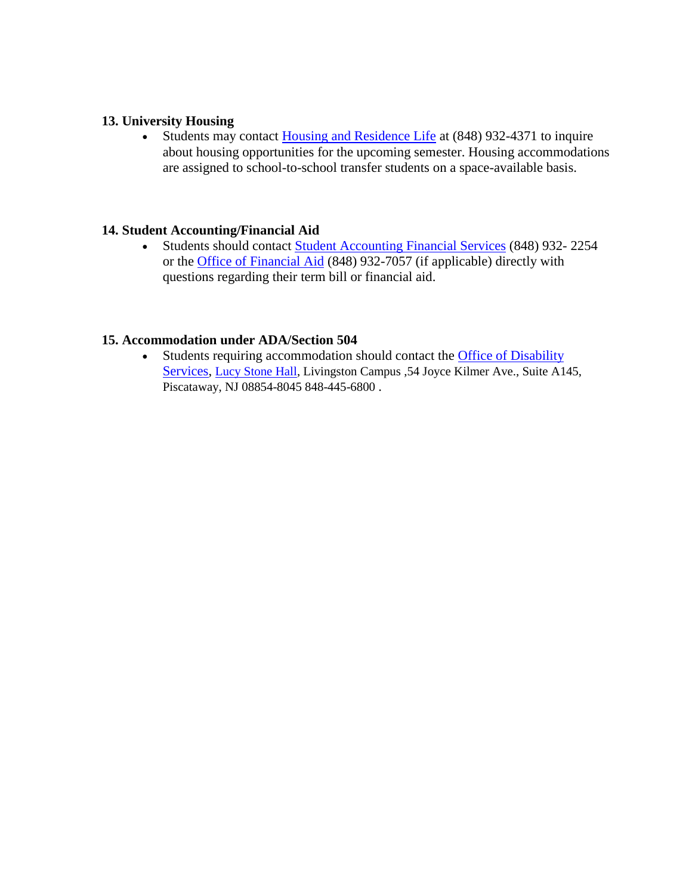**13. University Housing**

- Students may contact Housing and Residence Life at (848) 932-4371 to inquire about housing opportunities for the upcoming semester. Housing accommodations are assigned to school-to-school transfer students on a space-available basis.

**14. Student Accounting/Financial Aid**

- Students should contact Student Accounting Financial Services (848) 932- 2254 or the Office of Financial Aid (848) 932-7057 (if applicable) directly with questions regarding their term bill or financial aid.

**15. Accommodation under ADA/Section 504**

- Students requiring accommodation should contact the Office of Disability Services, Lucy Stone Hall, Livingston Campus ,54 Joyce Kilmer Ave., Suite A145, Piscataway, NJ 08854-8045 848-445-6800 .